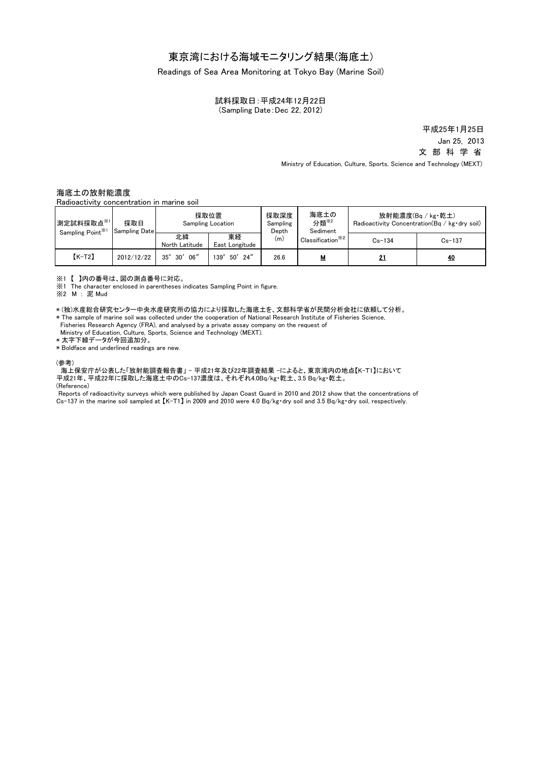# 東京湾における海域モニタリング結果(海底土)

Readings of Sea Area Monitoring at Tokyo Bay (Marine Soil)

試料採取日：平成24年12月22日
(Sampling Date：Dec 22, 2012)

平成25年1月25日
Jan 25, 2013
文 部 科 学 省
Ministry of Education, Culture, Sports, Science and Technology (MEXT)

## 海底土の放射能濃度

Radioactivity concentration in marine soil

| 測定試料採取点※1 Sampling Point※1 | 採取日 Sampling Date | 採取位置 Sampling Location | | 採取深度 Sampling Depth (m) | 海底土の分類※2 Sediment Classification※2 | 放射能濃度(Bq / kg・乾土) Radioactivity Concentration(Bq / kg・dry soil) | |
|---|---|---|---|---|---|---|---|
| | | 北緯 North Latitude | 東経 East Longitude | | | Cs-134 | Cs-137 |
| 【K-T2】 | 2012/12/22 | 35° 30′ 06″ | 139° 50′ 24″ | 26.6 | **M** | **21** | **40** |

※1 【 】内の番号は、図の測点番号に対応。
※1 The character enclosed in parentheses indicates Sampling Point in figure.
※2 M ： 泥 Mud

＊(独)水産総合研究センター中央水産研究所の協力により採取した海底土を、文部科学省が民間分析会社に依頼して分析。
＊The sample of marine soil was collected under the cooperation of National Research Institute of Fisheries Science, Fisheries Research Agency (FRA), and analysed by a private assay company on the request of Ministry of Education, Culture, Sports, Science and Technology (MEXT).
＊太字下線データが今回追加分。
＊Boldface and underlined readings are new.

(参考)
海上保安庁が公表した「放射能調査報告書」 - 平成21年及び22年調査結果 -によると、東京湾内の地点【K-T1】において平成21年、平成22年に採取した海底土中のCs-137濃度は、それぞれ4.0Bq/kg・乾土、3.5 Bq/kg・乾土。
(Reference)
Reports of radioactivity surveys which were published by Japan Coast Guard in 2010 and 2012 show that the concentrations of Cs-137 in the marine soil sampled at 【K-T1】 in 2009 and 2010 were 4.0 Bq/kg・dry soil and 3.5 Bq/kg・dry soil, respectively.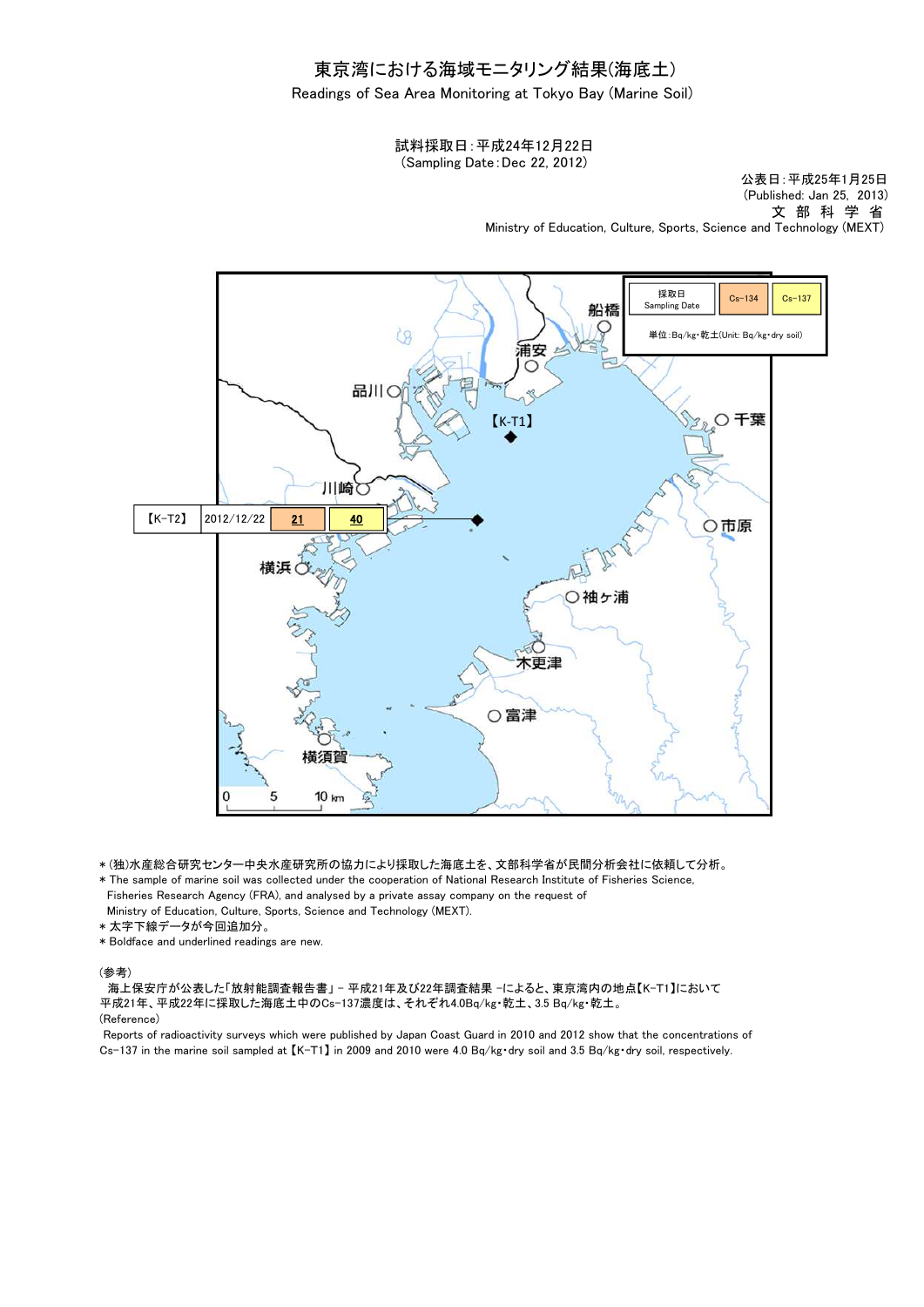# 東京湾における海域モニタリング結果(海底土)

Readings of Sea Area Monitoring at Tokyo Bay (Marine Soil)

試料採取日：平成24年12月22日
(Sampling Date：Dec 22, 2012)

公表日：平成25年1月25日
(Published: Jan 25, 2013)
文 部 科 学 省
Ministry of Education, Culture, Sports, Science and Technology (MEXT)

| 採取日 Sampling Date | Cs-134 | Cs-137 |
| --- | --- | --- |

単位：Bq/kg・乾土(Unit: Bq/kg・dry soil)

| | 採取日 Sampling Date | Cs-134 | Cs-137 |
| --- | --- | --- | --- |
| 【K-T2】 | 2012/12/22 | **21** | **40** |

【K-T1】

船橋
浦安
品川
千葉
川崎
市原
横浜
袖ケ浦
木更津
富津
横須賀

0 5 10 ㎞

＊(独)水産総合研究センター中央水産研究所の協力により採取した海底土を、文部科学省が民間分析会社に依頼して分析。
＊ The sample of marine soil was collected under the cooperation of National Research Institute of Fisheries Science, Fisheries Research Agency (FRA), and analysed by a private assay company on the request of Ministry of Education, Culture, Sports, Science and Technology (MEXT).
＊ 太字下線データが今回追加分。
＊ Boldface and underlined readings are new.

(参考)
海上保安庁が公表した「放射能調査報告書」 - 平成21年及び22年調査結果 -によると、東京湾内の地点【K-T1】において平成21年、平成22年に採取した海底土中のCs-137濃度は、それぞれ4.0Bq/kg・乾土、3.5 Bq/kg・乾土。
(Reference)
Reports of radioactivity surveys which were published by Japan Coast Guard in 2010 and 2012 show that the concentrations of Cs-137 in the marine soil sampled at 【K-T1】 in 2009 and 2010 were 4.0 Bq/kg・dry soil and 3.5 Bq/kg・dry soil, respectively.